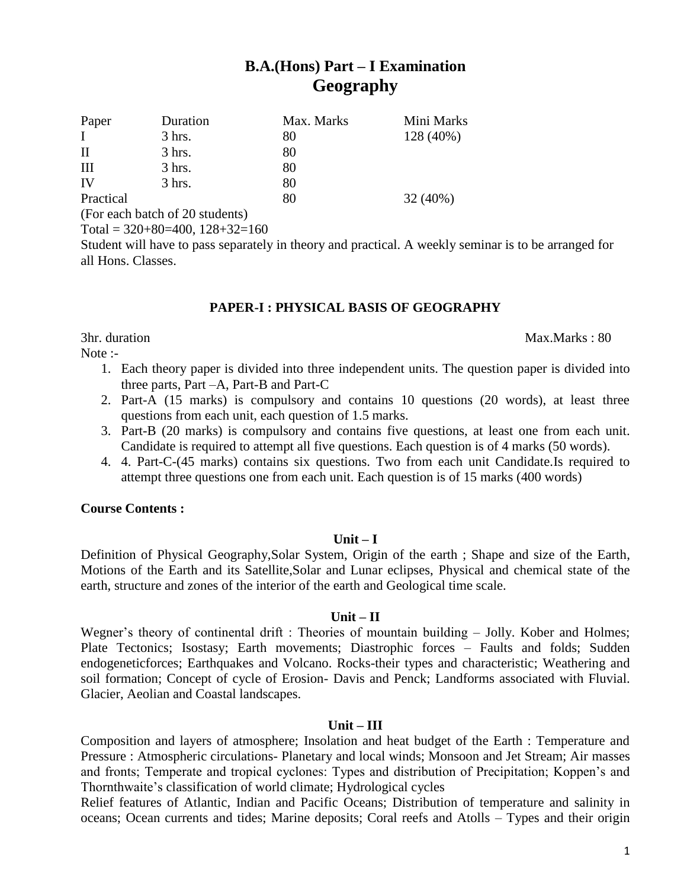# B.A.(Hons) Part – I Examination
# Geography

| Paper | Duration | Max. Marks | Mini Marks |
|---|---|---|---|
| I | 3 hrs. | 80 | 128 (40%) |
| II | 3 hrs. | 80 | |
| III | 3 hrs. | 80 | |
| IV | 3 hrs. | 80 | |
| Practical | | 80 | 32 (40%) |

(For each batch of 20 students)

Total = 320+80=400, 128+32=160

Student will have to pass separately in theory and practical. A weekly seminar is to be arranged for all Hons. Classes.

## PAPER-I : PHYSICAL BASIS OF GEOGRAPHY

3hr. duration Max.Marks : 80

Note :-

1. Each theory paper is divided into three independent units. The question paper is divided into three parts, Part –A, Part-B and Part-C
2. Part-A (15 marks) is compulsory and contains 10 questions (20 words), at least three questions from each unit, each question of 1.5 marks.
3. Part-B (20 marks) is compulsory and contains five questions, at least one from each unit. Candidate is required to attempt all five questions. Each question is of 4 marks (50 words).
4. 4. Part-C-(45 marks) contains six questions. Two from each unit Candidate.Is required to attempt three questions one from each unit. Each question is of 15 marks (400 words)

**Course Contents :**

### Unit – I

Definition of Physical Geography,Solar System, Origin of the earth ; Shape and size of the Earth, Motions of the Earth and its Satellite,Solar and Lunar eclipses, Physical and chemical state of the earth, structure and zones of the interior of the earth and Geological time scale.

### Unit – II

Wegner's theory of continental drift : Theories of mountain building – Jolly. Kober and Holmes; Plate Tectonics; Isostasy; Earth movements; Diastrophic forces – Faults and folds; Sudden endogeneticforces; Earthquakes and Volcano. Rocks-their types and characteristic; Weathering and soil formation; Concept of cycle of Erosion- Davis and Penck; Landforms associated with Fluvial. Glacier, Aeolian and Coastal landscapes.

### Unit – III

Composition and layers of atmosphere; Insolation and heat budget of the Earth : Temperature and Pressure : Atmospheric circulations- Planetary and local winds; Monsoon and Jet Stream; Air masses and fronts; Temperate and tropical cyclones: Types and distribution of Precipitation; Koppen's and Thornthwaite's classification of world climate; Hydrological cycles

Relief features of Atlantic, Indian and Pacific Oceans; Distribution of temperature and salinity in oceans; Ocean currents and tides; Marine deposits; Coral reefs and Atolls – Types and their origin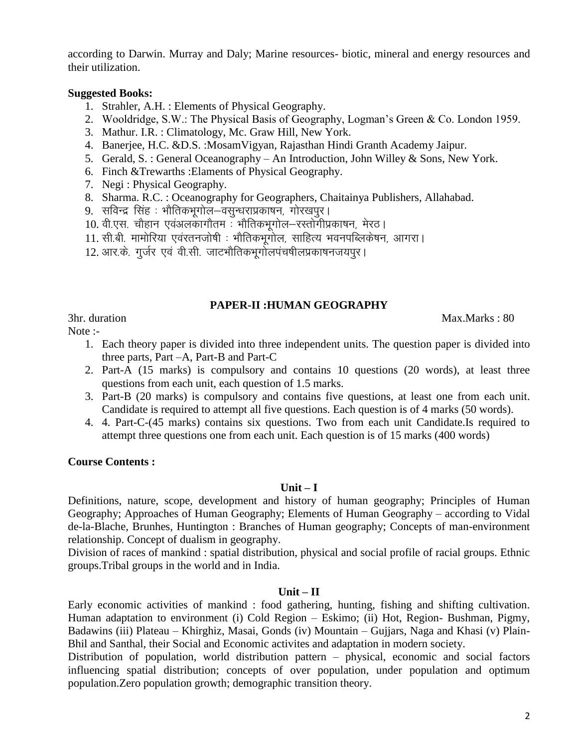according to Darwin. Murray and Daly; Marine resources- biotic, mineral and energy resources and their utilization.

**Suggested Books:**

1. Strahler, A.H. : Elements of Physical Geography.
2. Wooldridge, S.W.: The Physical Basis of Geography, Logman's Green & Co. London 1959.
3. Mathur. I.R. : Climatology, Mc. Graw Hill, New York.
4. Banerjee, H.C. &D.S. :MosamVigyan, Rajasthan Hindi Granth Academy Jaipur.
5. Gerald, S. : General Oceanography – An Introduction, John Willey & Sons, New York.
6. Finch &Trewarths :Elaments of Physical Geography.
7. Negi : Physical Geography.
8. Sharma. R.C. : Oceanography for Geographers, Chaitainya Publishers, Allahabad.
9. सविन्द्र सिंह : भौतिकभूगोल–वसुन्धराप्रकाषन, गोरखपुर।
10. वी.एस. चौहान एवंअलकागौतम : भौतिकभूगोल–रस्तोगीप्रकाषन, मेरठ।
11. सी.बी. मामोरिया एवंरतनजोषी : भौतिकभूगोल, साहित्य भवनपब्लिकेषन, आगरा।
12. आर.के. गुर्जर एवं वी.सी. जाटभौतिकभूगोलपंचषीलप्रकाषनजयपुर।

## PAPER-II :HUMAN GEOGRAPHY

3hr. duration Max.Marks : 80

Note :-

1. Each theory paper is divided into three independent units. The question paper is divided into three parts, Part –A, Part-B and Part-C
2. Part-A (15 marks) is compulsory and contains 10 questions (20 words), at least three questions from each unit, each question of 1.5 marks.
3. Part-B (20 marks) is compulsory and contains five questions, at least one from each unit. Candidate is required to attempt all five questions. Each question is of 4 marks (50 words).
4. 4. Part-C-(45 marks) contains six questions. Two from each unit Candidate.Is required to attempt three questions one from each unit. Each question is of 15 marks (400 words)

**Course Contents :**

### Unit – I

Definitions, nature, scope, development and history of human geography; Principles of Human Geography; Approaches of Human Geography; Elements of Human Geography – according to Vidal de-la-Blache, Brunhes, Huntington : Branches of Human geography; Concepts of man-environment relationship. Concept of dualism in geography.

Division of races of mankind : spatial distribution, physical and social profile of racial groups. Ethnic groups.Tribal groups in the world and in India.

### Unit – II

Early economic activities of mankind : food gathering, hunting, fishing and shifting cultivation. Human adaptation to environment (i) Cold Region – Eskimo; (ii) Hot, Region- Bushman, Pigmy, Badawins (iii) Plateau – Khirghiz, Masai, Gonds (iv) Mountain – Gujjars, Naga and Khasi (v) Plain- Bhil and Santhal, their Social and Economic activites and adaptation in modern society.

Distribution of population, world distribution pattern – physical, economic and social factors influencing spatial distribution; concepts of over population, under population and optimum population.Zero population growth; demographic transition theory.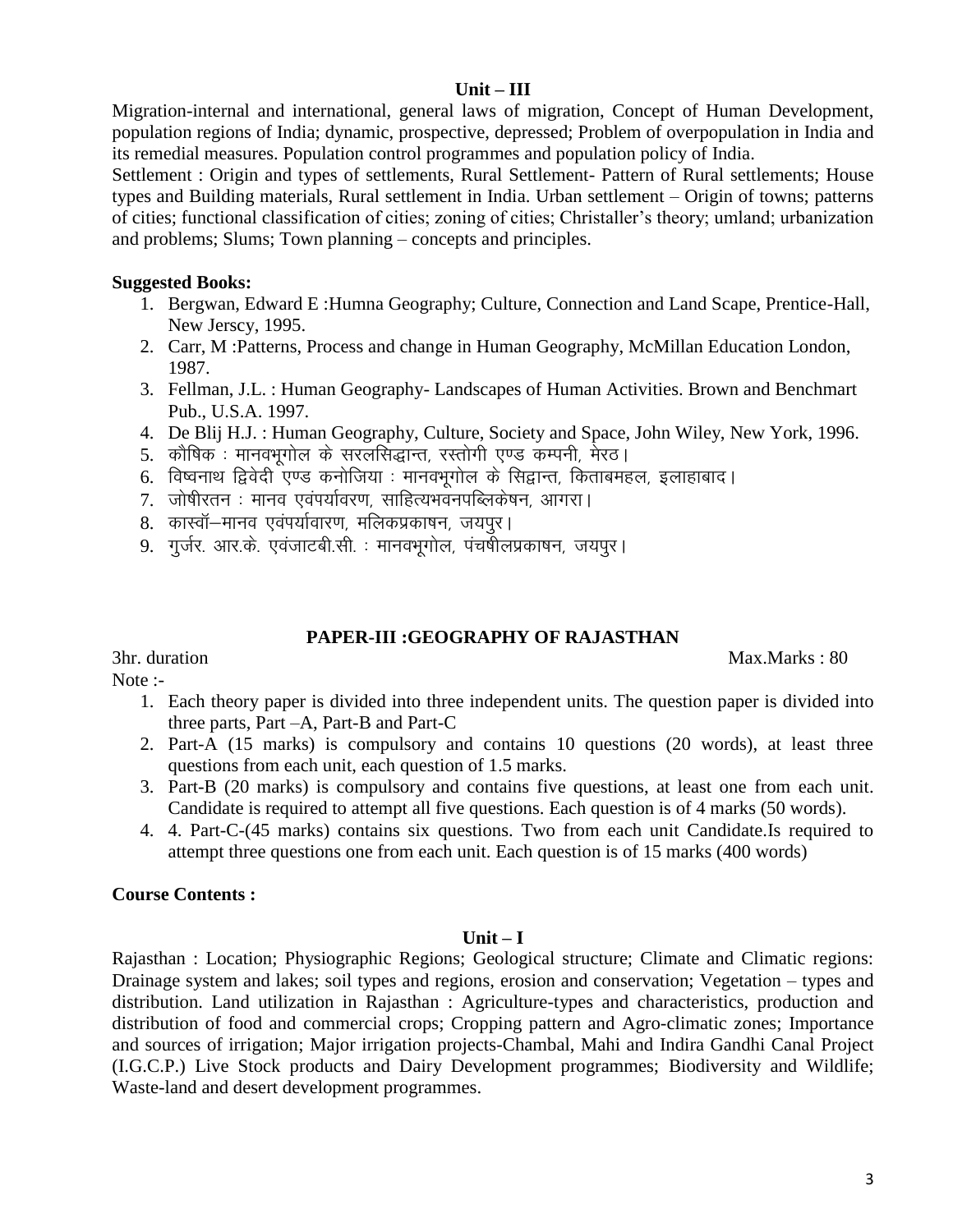### Unit – III

Migration-internal and international, general laws of migration, Concept of Human Development, population regions of India; dynamic, prospective, depressed; Problem of overpopulation in India and its remedial measures. Population control programmes and population policy of India.

Settlement : Origin and types of settlements, Rural Settlement- Pattern of Rural settlements; House types and Building materials, Rural settlement in India. Urban settlement – Origin of towns; patterns of cities; functional classification of cities; zoning of cities; Christaller's theory; umland; urbanization and problems; Slums; Town planning – concepts and principles.

**Suggested Books:**

1. Bergwan, Edward E :Humna Geography; Culture, Connection and Land Scape, Prentice-Hall, New Jerscy, 1995.
2. Carr, M :Patterns, Process and change in Human Geography, McMillan Education London, 1987.
3. Fellman, J.L. : Human Geography- Landscapes of Human Activities. Brown and Benchmart Pub., U.S.A. 1997.
4. De Blij H.J. : Human Geography, Culture, Society and Space, John Wiley, New York, 1996.
5. कौषिक : मानवभूगोल के सरलसिद्धान्त, रस्तोगी एण्ड कम्पनी, मेरठ।
6. विष्वनाथ द्विवेदी एण्ड कनोजिया : मानवभूगोल के सिद्वान्त, किताबमहल, इलाहाबाद।
7. जोषीरतन : मानव एवंपर्यावरण, साहित्यभवनपब्लिकेषन, आगरा।
8. कास्वॉ–मानव एवंपर्यावारण, मलिकप्रकाषन, जयपुर।
9. गुर्जर. आर.के. एवंजाटबी.सी. : मानवभूगोल, पंचषीलप्रकाषन, जयपुर।

## PAPER-III :GEOGRAPHY OF RAJASTHAN

3hr. duration Max.Marks : 80

Note :-

1. Each theory paper is divided into three independent units. The question paper is divided into three parts, Part –A, Part-B and Part-C
2. Part-A (15 marks) is compulsory and contains 10 questions (20 words), at least three questions from each unit, each question of 1.5 marks.
3. Part-B (20 marks) is compulsory and contains five questions, at least one from each unit. Candidate is required to attempt all five questions. Each question is of 4 marks (50 words).
4. 4. Part-C-(45 marks) contains six questions. Two from each unit Candidate.Is required to attempt three questions one from each unit. Each question is of 15 marks (400 words)

**Course Contents :**

### Unit – I

Rajasthan : Location; Physiographic Regions; Geological structure; Climate and Climatic regions: Drainage system and lakes; soil types and regions, erosion and conservation; Vegetation – types and distribution. Land utilization in Rajasthan : Agriculture-types and characteristics, production and distribution of food and commercial crops; Cropping pattern and Agro-climatic zones; Importance and sources of irrigation; Major irrigation projects-Chambal, Mahi and Indira Gandhi Canal Project (I.G.C.P.) Live Stock products and Dairy Development programmes; Biodiversity and Wildlife; Waste-land and desert development programmes.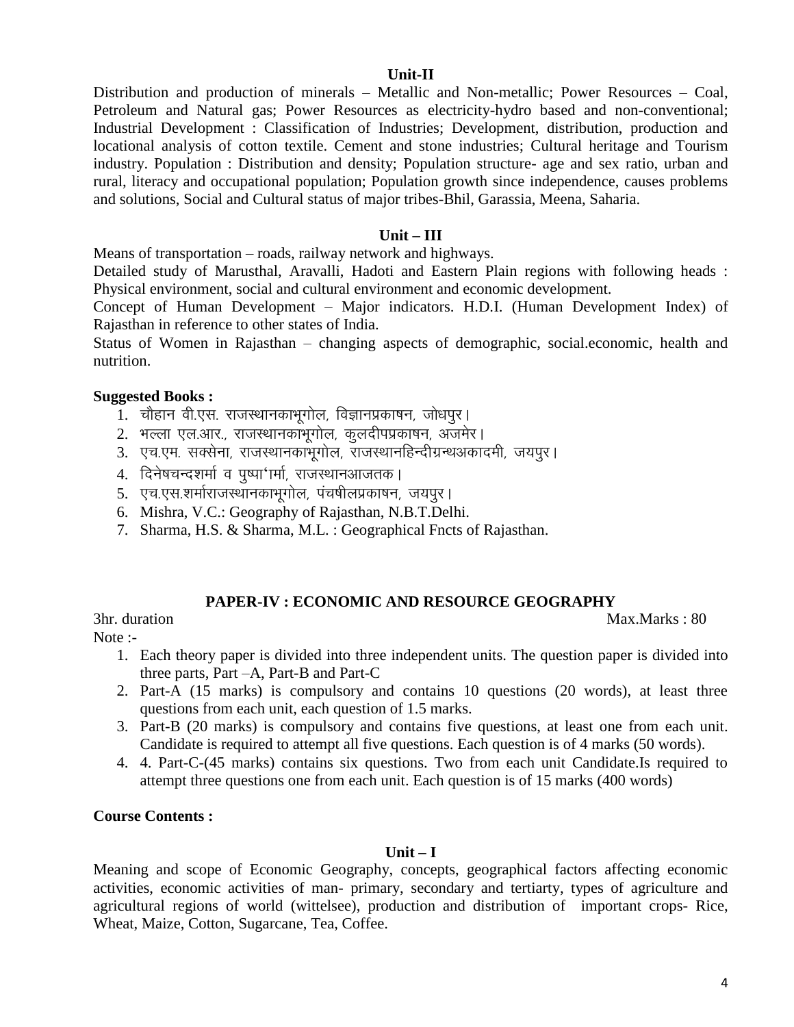### Unit-II

Distribution and production of minerals – Metallic and Non-metallic; Power Resources – Coal, Petroleum and Natural gas; Power Resources as electricity-hydro based and non-conventional; Industrial Development : Classification of Industries; Development, distribution, production and locational analysis of cotton textile. Cement and stone industries; Cultural heritage and Tourism industry. Population : Distribution and density; Population structure- age and sex ratio, urban and rural, literacy and occupational population; Population growth since independence, causes problems and solutions, Social and Cultural status of major tribes-Bhil, Garassia, Meena, Saharia.

### Unit – III

Means of transportation – roads, railway network and highways.

Detailed study of Marusthal, Aravalli, Hadoti and Eastern Plain regions with following heads : Physical environment, social and cultural environment and economic development.

Concept of Human Development – Major indicators. H.D.I. (Human Development Index) of Rajasthan in reference to other states of India.

Status of Women in Rajasthan – changing aspects of demographic, social.economic, health and nutrition.

**Suggested Books :**

1. चौहान वी.एस. राजस्थानकाभूगोल, विज्ञानप्रकाषन, जोधपुर।
2. भल्ला एल.आर., राजस्थानकाभूगोल, कुलदीपप्रकाषन, अजमेर।
3. एच.एम. सक्सेना, राजस्थानकाभूगोल, राजस्थानहिन्दीग्रन्थअकादमी, जयपुर।
4. दिनेषचन्दशर्मा व पुष्पा'ार्मा, राजस्थानआजतक।
5. एच.एस.शर्माराजस्थानकाभूगोल, पंचषीलप्रकाषन, जयपुर।
6. Mishra, V.C.: Geography of Rajasthan, N.B.T.Delhi.
7. Sharma, H.S. & Sharma, M.L. : Geographical Fncts of Rajasthan.

## PAPER-IV : ECONOMIC AND RESOURCE GEOGRAPHY

3hr. duration Max.Marks : 80

Note :-

1. Each theory paper is divided into three independent units. The question paper is divided into three parts, Part –A, Part-B and Part-C
2. Part-A (15 marks) is compulsory and contains 10 questions (20 words), at least three questions from each unit, each question of 1.5 marks.
3. Part-B (20 marks) is compulsory and contains five questions, at least one from each unit. Candidate is required to attempt all five questions. Each question is of 4 marks (50 words).
4. 4. Part-C-(45 marks) contains six questions. Two from each unit Candidate.Is required to attempt three questions one from each unit. Each question is of 15 marks (400 words)

**Course Contents :**

### Unit – I

Meaning and scope of Economic Geography, concepts, geographical factors affecting economic activities, economic activities of man- primary, secondary and tertiarty, types of agriculture and agricultural regions of world (wittelsee), production and distribution of important crops- Rice, Wheat, Maize, Cotton, Sugarcane, Tea, Coffee.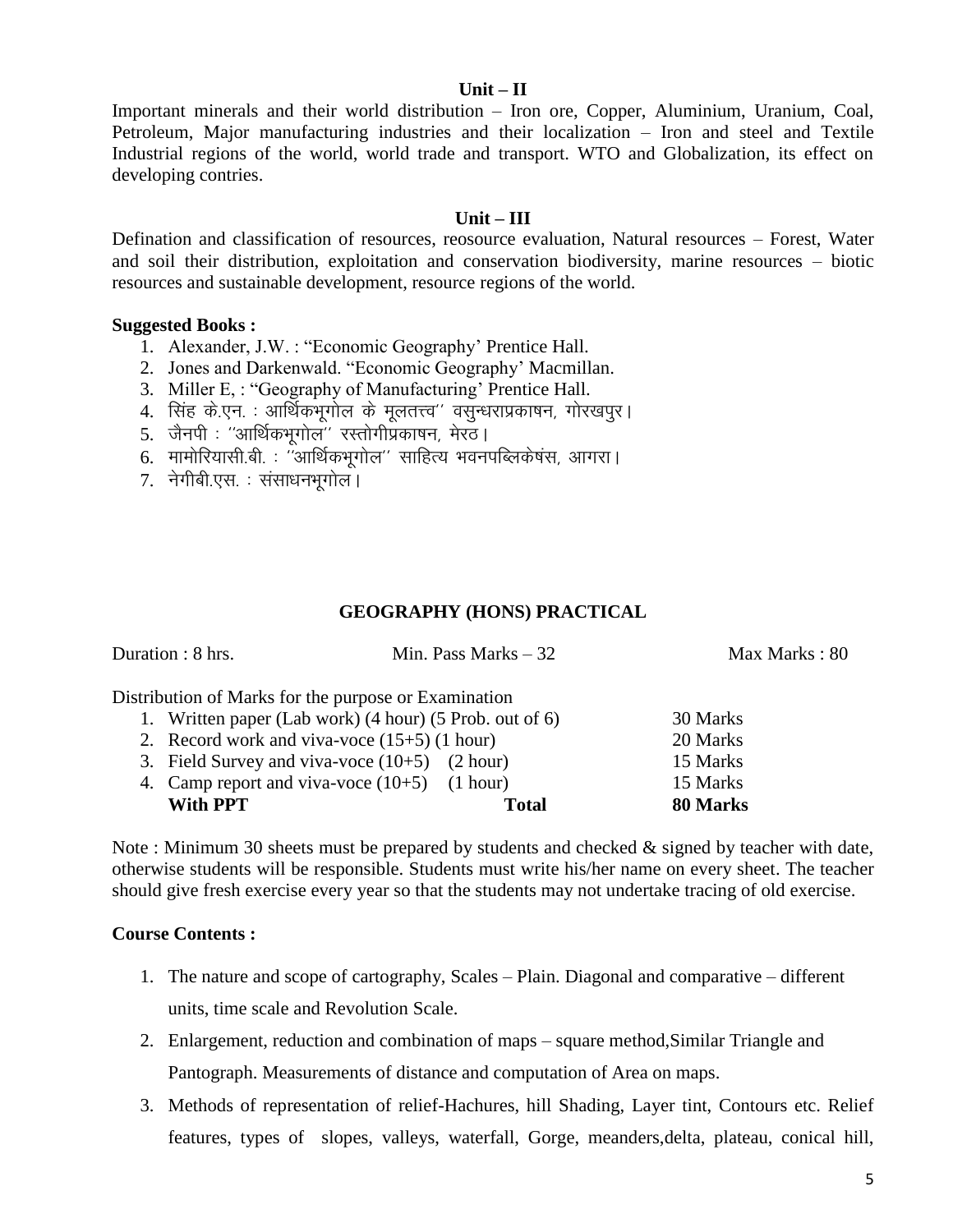### Unit – II

Important minerals and their world distribution – Iron ore, Copper, Aluminium, Uranium, Coal, Petroleum, Major manufacturing industries and their localization – Iron and steel and Textile Industrial regions of the world, world trade and transport. WTO and Globalization, its effect on developing contries.

### Unit – III

Defination and classification of resources, reosource evaluation, Natural resources – Forest, Water and soil their distribution, exploitation and conservation biodiversity, marine resources – biotic resources and sustainable development, resource regions of the world.

**Suggested Books :**

1. Alexander, J.W. : "Economic Geography' Prentice Hall.
2. Jones and Darkenwald. "Economic Geography' Macmillan.
3. Miller E, : "Geography of Manufacturing' Prentice Hall.
4. सिंह के.एन. : आर्थिकभूगोल के मूलतत्त्व'' वसुन्धराप्रकाषन, गोरखपुर।
5. जैनपी : ''आर्थिकभूगोल'' रस्तोगीप्रकाषन, मेरठ।
6. मामोरियासी.बी. : ''आर्थिकभूगोल'' साहित्य भवनपब्लिकेषंस, आगरा।
7. नेगीबी.एस. : संसाधनभूगोल।

## GEOGRAPHY (HONS) PRACTICAL

Duration : 8 hrs. Min. Pass Marks – 32 Max Marks : 80

Distribution of Marks for the purpose or Examination

| | |
|---|---|
| 1. Written paper (Lab work) (4 hour) (5 Prob. out of 6) | 30 Marks |
| 2. Record work and viva-voce (15+5) (1 hour) | 20 Marks |
| 3. Field Survey and viva-voce (10+5) (2 hour) | 15 Marks |
| 4. Camp report and viva-voce (10+5) (1 hour) | 15 Marks |
| **With PPT** **Total** | **80 Marks** |

Note : Minimum 30 sheets must be prepared by students and checked & signed by teacher with date, otherwise students will be responsible. Students must write his/her name on every sheet. The teacher should give fresh exercise every year so that the students may not undertake tracing of old exercise.

**Course Contents :**

1. The nature and scope of cartography, Scales – Plain. Diagonal and comparative – different units, time scale and Revolution Scale.
2. Enlargement, reduction and combination of maps – square method,Similar Triangle and Pantograph. Measurements of distance and computation of Area on maps.
3. Methods of representation of relief-Hachures, hill Shading, Layer tint, Contours etc. Relief features, types of slopes, valleys, waterfall, Gorge, meanders,delta, plateau, conical hill,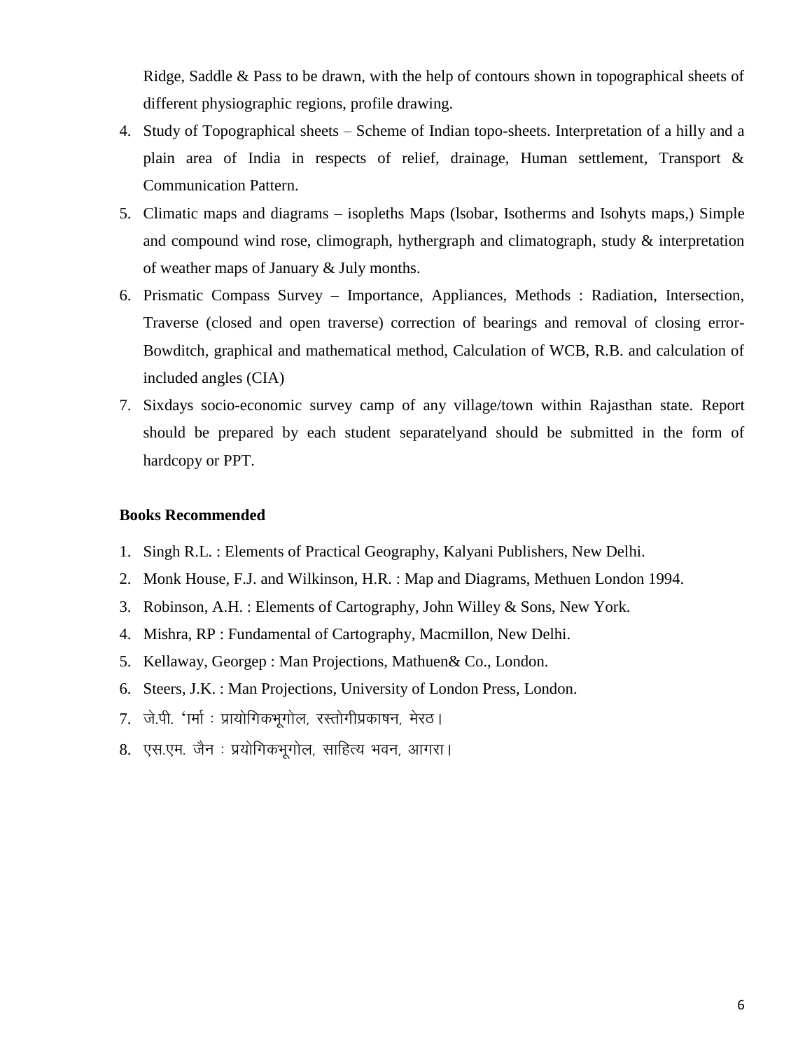Ridge, Saddle & Pass to be drawn, with the help of contours shown in topographical sheets of different physiographic regions, profile drawing.

4. Study of Topographical sheets – Scheme of Indian topo-sheets. Interpretation of a hilly and a plain area of India in respects of relief, drainage, Human settlement, Transport & Communication Pattern.
5. Climatic maps and diagrams – isopleths Maps (lsobar, Isotherms and Isohyts maps,) Simple and compound wind rose, climograph, hythergraph and climatograph, study & interpretation of weather maps of January & July months.
6. Prismatic Compass Survey – Importance, Appliances, Methods : Radiation, Intersection, Traverse (closed and open traverse) correction of bearings and removal of closing error-Bowditch, graphical and mathematical method, Calculation of WCB, R.B. and calculation of included angles (CIA)
7. Sixdays socio-economic survey camp of any village/town within Rajasthan state. Report should be prepared by each student separatelyand should be submitted in the form of hardcopy or PPT.

**Books Recommended**

1. Singh R.L. : Elements of Practical Geography, Kalyani Publishers, New Delhi.
2. Monk House, F.J. and Wilkinson, H.R. : Map and Diagrams, Methuen London 1994.
3. Robinson, A.H. : Elements of Cartography, John Willey & Sons, New York.
4. Mishra, RP : Fundamental of Cartography, Macmillon, New Delhi.
5. Kellaway, Georgep : Man Projections, Mathuen& Co., London.
6. Steers, J.K. : Man Projections, University of London Press, London.
7. जे.पी. 'ार्मा : प्रायोगिकभूगोल, रस्तोगीप्रकाषन, मेरठ।
8. एस.एम. जैन : प्रयोगिकभूगोल, साहित्य भवन, आगरा।